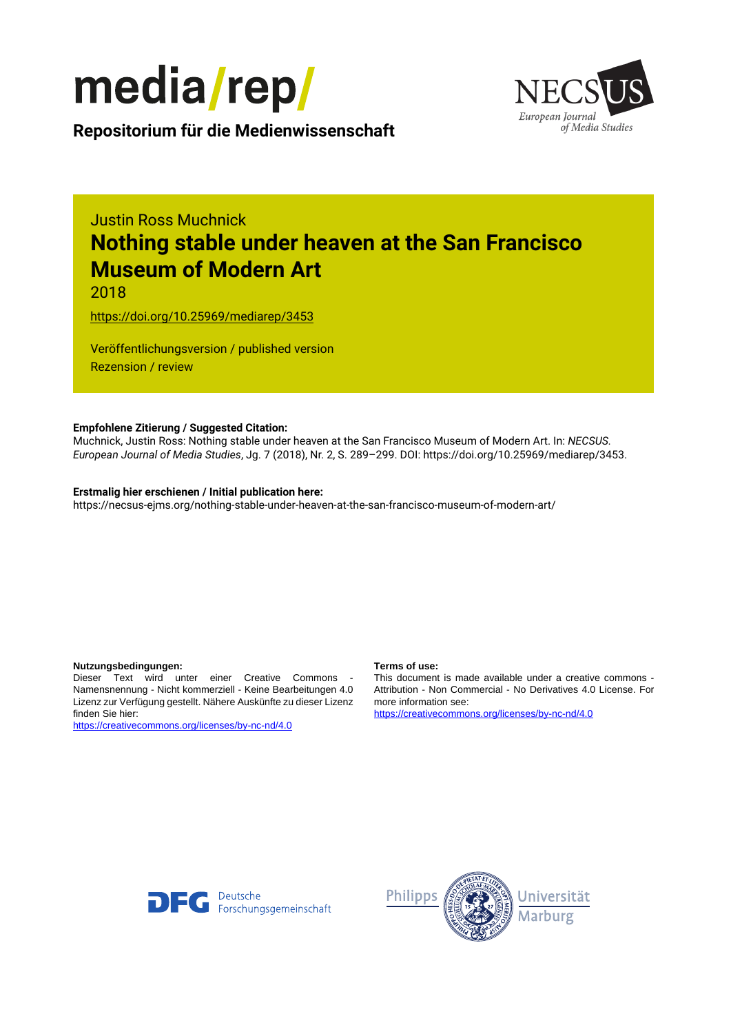media/rep/

**Repositorium für die Medienwissenschaft**

NECSUS European Journal of Media Studies

Justin Ross Muchnick

# Nothing stable under heaven at the San Francisco Museum of Modern Art

2018

https://doi.org/10.25969/mediarep/3453

Veröffentlichungsversion / published version
Rezension / review

**Empfohlene Zitierung / Suggested Citation:**
Muchnick, Justin Ross: Nothing stable under heaven at the San Francisco Museum of Modern Art. In: *NECSUS. European Journal of Media Studies*, Jg. 7 (2018), Nr. 2, S. 289–299. DOI: https://doi.org/10.25969/mediarep/3453.

**Erstmalig hier erschienen / Initial publication here:**
https://necsus-ejms.org/nothing-stable-under-heaven-at-the-san-francisco-museum-of-modern-art/

**Nutzungsbedingungen:**
Dieser Text wird unter einer Creative Commons - Namensnennung - Nicht kommerziell - Keine Bearbeitungen 4.0 Lizenz zur Verfügung gestellt. Nähere Auskünfte zu dieser Lizenz finden Sie hier:
https://creativecommons.org/licenses/by-nc-nd/4.0

**Terms of use:**
This document is made available under a creative commons - Attribution - Non Commercial - No Derivatives 4.0 License. For more information see:
https://creativecommons.org/licenses/by-nc-nd/4.0

Deutsche Forschungsgemeinschaft

Philipps Universität Marburg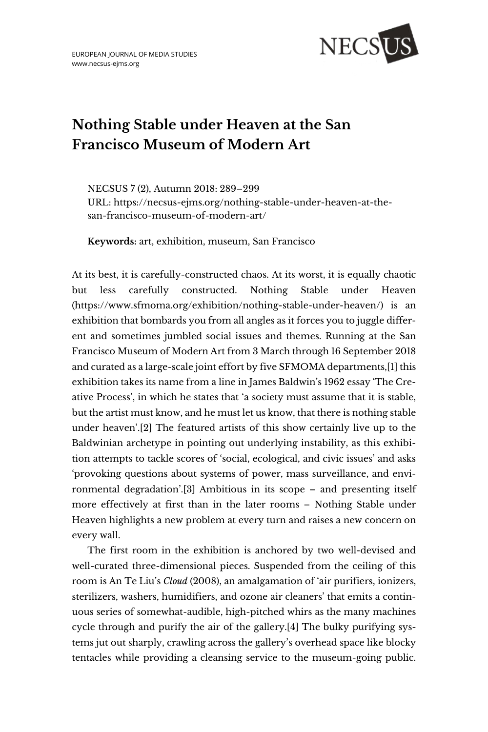# Nothing Stable under Heaven at the San Francisco Museum of Modern Art

NECSUS 7 (2), Autumn 2018: 289–299
URL: https://necsus-ejms.org/nothing-stable-under-heaven-at-the-san-francisco-museum-of-modern-art/

**Keywords:** art, exhibition, museum, San Francisco

At its best, it is carefully-constructed chaos. At its worst, it is equally chaotic but less carefully constructed. Nothing Stable under Heaven (https://www.sfmoma.org/exhibition/nothing-stable-under-heaven/) is an exhibition that bombards you from all angles as it forces you to juggle different and sometimes jumbled social issues and themes. Running at the San Francisco Museum of Modern Art from 3 March through 16 September 2018 and curated as a large-scale joint effort by five SFMOMA departments,[1] this exhibition takes its name from a line in James Baldwin's 1962 essay 'The Creative Process', in which he states that 'a society must assume that it is stable, but the artist must know, and he must let us know, that there is nothing stable under heaven'.[2] The featured artists of this show certainly live up to the Baldwinian archetype in pointing out underlying instability, as this exhibition attempts to tackle scores of 'social, ecological, and civic issues' and asks 'provoking questions about systems of power, mass surveillance, and environmental degradation'.[3] Ambitious in its scope – and presenting itself more effectively at first than in the later rooms – Nothing Stable under Heaven highlights a new problem at every turn and raises a new concern on every wall.

The first room in the exhibition is anchored by two well-devised and well-curated three-dimensional pieces. Suspended from the ceiling of this room is An Te Liu's *Cloud* (2008), an amalgamation of 'air purifiers, ionizers, sterilizers, washers, humidifiers, and ozone air cleaners' that emits a continuous series of somewhat-audible, high-pitched whirs as the many machines cycle through and purify the air of the gallery.[4] The bulky purifying systems jut out sharply, crawling across the gallery's overhead space like blocky tentacles while providing a cleansing service to the museum-going public.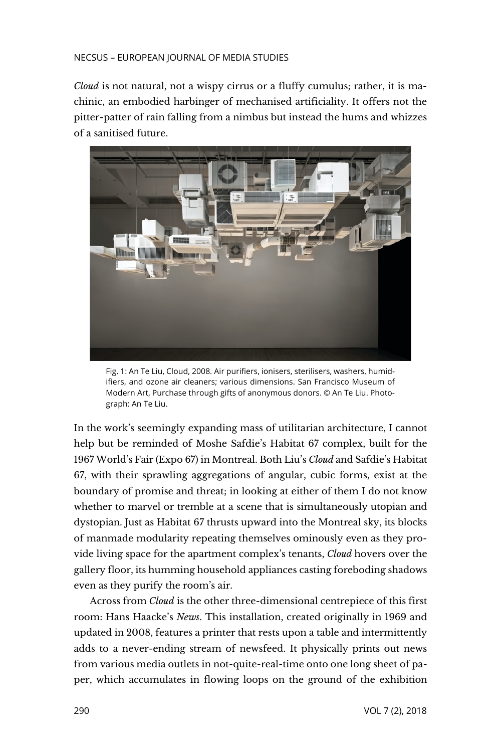*Cloud* is not natural, not a wispy cirrus or a fluffy cumulus; rather, it is machinic, an embodied harbinger of mechanised artificiality. It offers not the pitter-patter of rain falling from a nimbus but instead the hums and whizzes of a sanitised future.

Fig. 1: An Te Liu, Cloud, 2008. Air purifiers, ionisers, sterilisers, washers, humidifiers, and ozone air cleaners; various dimensions. San Francisco Museum of Modern Art, Purchase through gifts of anonymous donors. © An Te Liu. Photograph: An Te Liu.

In the work's seemingly expanding mass of utilitarian architecture, I cannot help but be reminded of Moshe Safdie's Habitat 67 complex, built for the 1967 World's Fair (Expo 67) in Montreal. Both Liu's *Cloud* and Safdie's Habitat 67, with their sprawling aggregations of angular, cubic forms, exist at the boundary of promise and threat; in looking at either of them I do not know whether to marvel or tremble at a scene that is simultaneously utopian and dystopian. Just as Habitat 67 thrusts upward into the Montreal sky, its blocks of manmade modularity repeating themselves ominously even as they provide living space for the apartment complex's tenants, *Cloud* hovers over the gallery floor, its humming household appliances casting foreboding shadows even as they purify the room's air.

Across from *Cloud* is the other three-dimensional centrepiece of this first room: Hans Haacke's *News*. This installation, created originally in 1969 and updated in 2008, features a printer that rests upon a table and intermittently adds to a never-ending stream of newsfeed. It physically prints out news from various media outlets in not-quite-real-time onto one long sheet of paper, which accumulates in flowing loops on the ground of the exhibition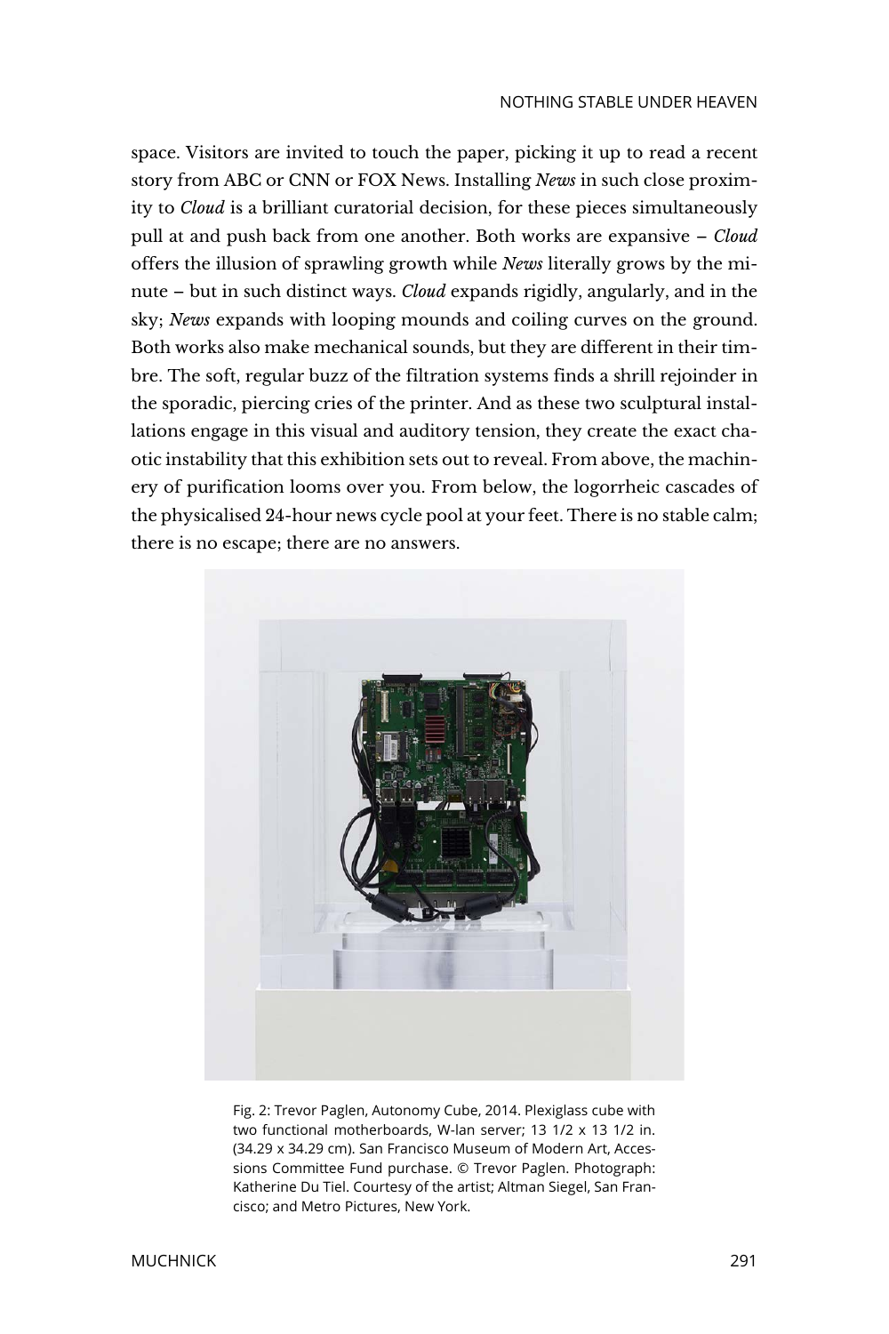space. Visitors are invited to touch the paper, picking it up to read a recent story from ABC or CNN or FOX News. Installing *News* in such close proximity to *Cloud* is a brilliant curatorial decision, for these pieces simultaneously pull at and push back from one another. Both works are expansive – *Cloud* offers the illusion of sprawling growth while *News* literally grows by the minute – but in such distinct ways. *Cloud* expands rigidly, angularly, and in the sky; *News* expands with looping mounds and coiling curves on the ground. Both works also make mechanical sounds, but they are different in their timbre. The soft, regular buzz of the filtration systems finds a shrill rejoinder in the sporadic, piercing cries of the printer. And as these two sculptural installations engage in this visual and auditory tension, they create the exact chaotic instability that this exhibition sets out to reveal. From above, the machinery of purification looms over you. From below, the logorrheic cascades of the physicalised 24-hour news cycle pool at your feet. There is no stable calm; there is no escape; there are no answers.

Fig. 2: Trevor Paglen, Autonomy Cube, 2014. Plexiglass cube with two functional motherboards, W-lan server; 13 1/2 x 13 1/2 in. (34.29 x 34.29 cm). San Francisco Museum of Modern Art, Accessions Committee Fund purchase. © Trevor Paglen. Photograph: Katherine Du Tiel. Courtesy of the artist; Altman Siegel, San Francisco; and Metro Pictures, New York.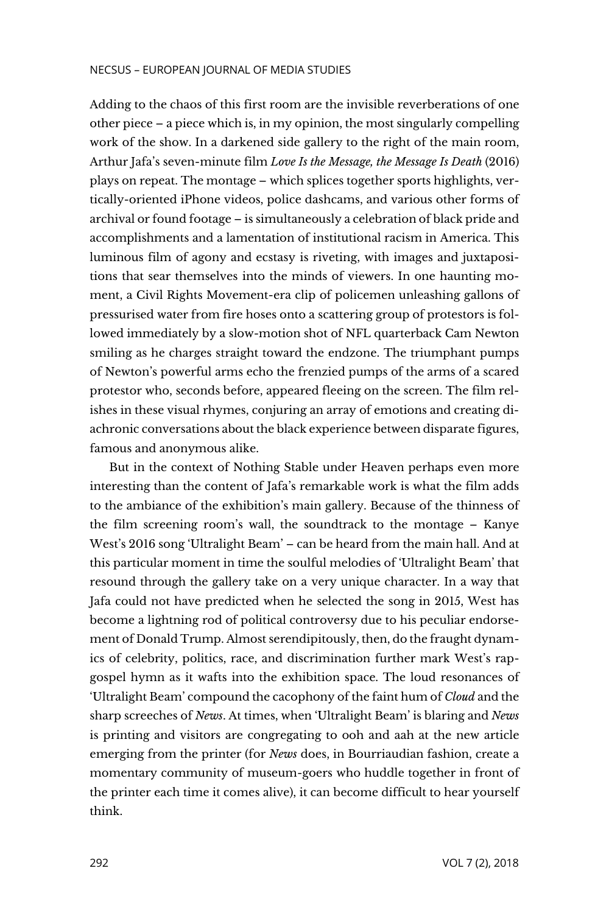Adding to the chaos of this first room are the invisible reverberations of one other piece – a piece which is, in my opinion, the most singularly compelling work of the show. In a darkened side gallery to the right of the main room, Arthur Jafa's seven-minute film *Love Is the Message, the Message Is Death* (2016) plays on repeat. The montage – which splices together sports highlights, vertically-oriented iPhone videos, police dashcams, and various other forms of archival or found footage – is simultaneously a celebration of black pride and accomplishments and a lamentation of institutional racism in America. This luminous film of agony and ecstasy is riveting, with images and juxtapositions that sear themselves into the minds of viewers. In one haunting moment, a Civil Rights Movement-era clip of policemen unleashing gallons of pressurised water from fire hoses onto a scattering group of protestors is followed immediately by a slow-motion shot of NFL quarterback Cam Newton smiling as he charges straight toward the endzone. The triumphant pumps of Newton's powerful arms echo the frenzied pumps of the arms of a scared protestor who, seconds before, appeared fleeing on the screen. The film relishes in these visual rhymes, conjuring an array of emotions and creating diachronic conversations about the black experience between disparate figures, famous and anonymous alike.

But in the context of Nothing Stable under Heaven perhaps even more interesting than the content of Jafa's remarkable work is what the film adds to the ambiance of the exhibition's main gallery. Because of the thinness of the film screening room's wall, the soundtrack to the montage – Kanye West's 2016 song 'Ultralight Beam' – can be heard from the main hall. And at this particular moment in time the soulful melodies of 'Ultralight Beam' that resound through the gallery take on a very unique character. In a way that Jafa could not have predicted when he selected the song in 2015, West has become a lightning rod of political controversy due to his peculiar endorsement of Donald Trump. Almost serendipitously, then, do the fraught dynamics of celebrity, politics, race, and discrimination further mark West's rap-gospel hymn as it wafts into the exhibition space. The loud resonances of 'Ultralight Beam' compound the cacophony of the faint hum of *Cloud* and the sharp screeches of *News*. At times, when 'Ultralight Beam' is blaring and *News* is printing and visitors are congregating to ooh and aah at the new article emerging from the printer (for *News* does, in Bourriaudian fashion, create a momentary community of museum-goers who huddle together in front of the printer each time it comes alive), it can become difficult to hear yourself think.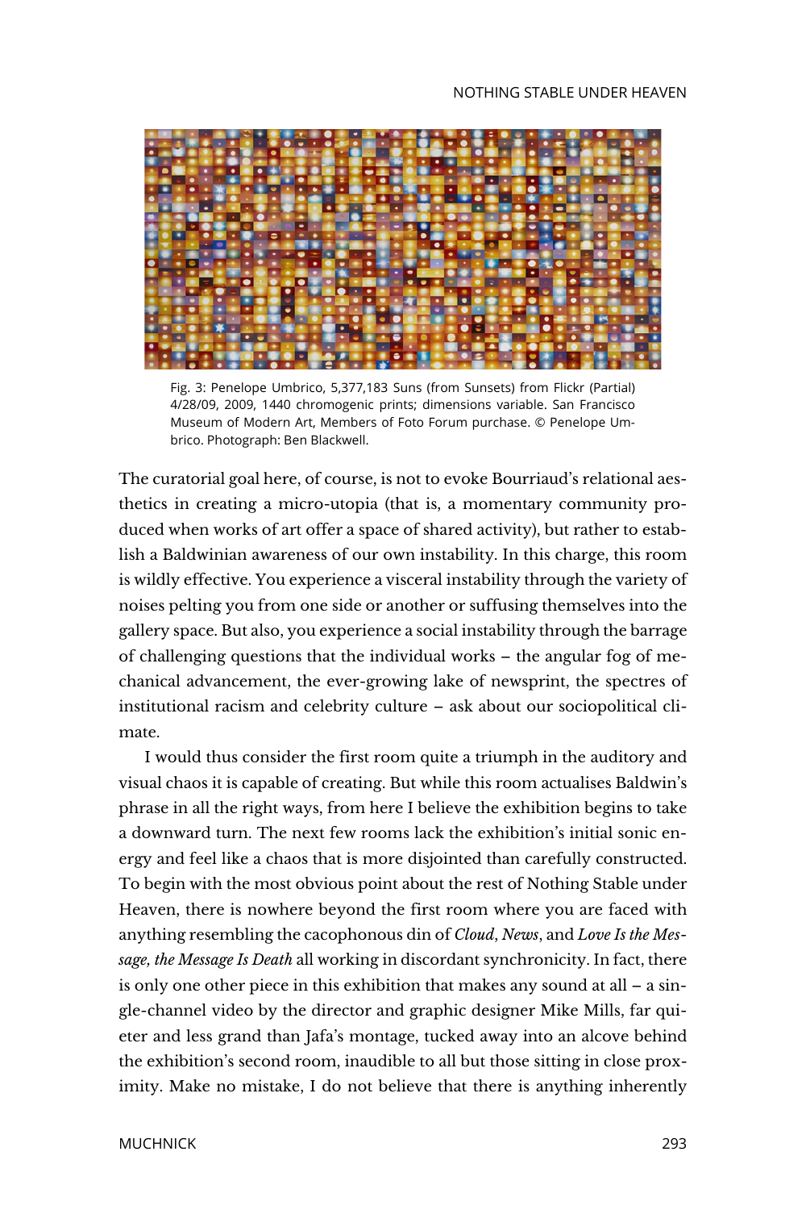Fig. 3: Penelope Umbrico, 5,377,183 Suns (from Sunsets) from Flickr (Partial) 4/28/09, 2009, 1440 chromogenic prints; dimensions variable. San Francisco Museum of Modern Art, Members of Foto Forum purchase. © Penelope Umbrico. Photograph: Ben Blackwell.

The curatorial goal here, of course, is not to evoke Bourriaud's relational aesthetics in creating a micro-utopia (that is, a momentary community produced when works of art offer a space of shared activity), but rather to establish a Baldwinian awareness of our own instability. In this charge, this room is wildly effective. You experience a visceral instability through the variety of noises pelting you from one side or another or suffusing themselves into the gallery space. But also, you experience a social instability through the barrage of challenging questions that the individual works – the angular fog of mechanical advancement, the ever-growing lake of newsprint, the spectres of institutional racism and celebrity culture – ask about our sociopolitical climate.

I would thus consider the first room quite a triumph in the auditory and visual chaos it is capable of creating. But while this room actualises Baldwin's phrase in all the right ways, from here I believe the exhibition begins to take a downward turn. The next few rooms lack the exhibition's initial sonic energy and feel like a chaos that is more disjointed than carefully constructed. To begin with the most obvious point about the rest of Nothing Stable under Heaven, there is nowhere beyond the first room where you are faced with anything resembling the cacophonous din of *Cloud*, *News*, and *Love Is the Message, the Message Is Death* all working in discordant synchronicity. In fact, there is only one other piece in this exhibition that makes any sound at all – a single-channel video by the director and graphic designer Mike Mills, far quieter and less grand than Jafa's montage, tucked away into an alcove behind the exhibition's second room, inaudible to all but those sitting in close proximity. Make no mistake, I do not believe that there is anything inherently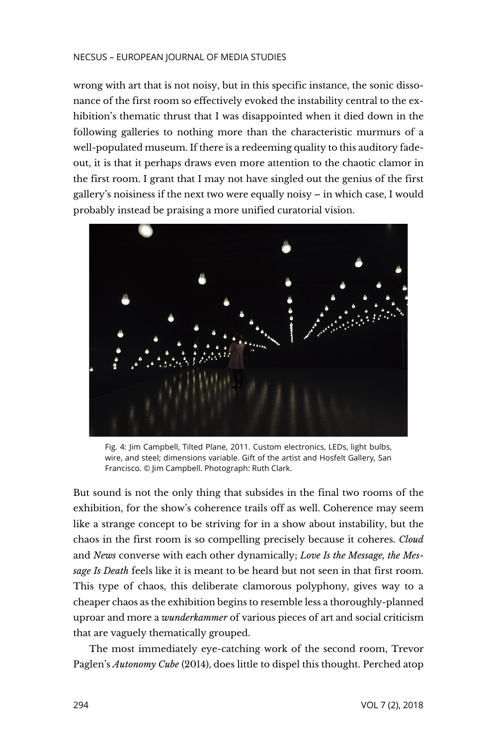wrong with art that is not noisy, but in this specific instance, the sonic dissonance of the first room so effectively evoked the instability central to the exhibition's thematic thrust that I was disappointed when it died down in the following galleries to nothing more than the characteristic murmurs of a well-populated museum. If there is a redeeming quality to this auditory fade-out, it is that it perhaps draws even more attention to the chaotic clamor in the first room. I grant that I may not have singled out the genius of the first gallery's noisiness if the next two were equally noisy – in which case, I would probably instead be praising a more unified curatorial vision.

Fig. 4: Jim Campbell, Tilted Plane, 2011. Custom electronics, LEDs, light bulbs, wire, and steel; dimensions variable. Gift of the artist and Hosfelt Gallery, San Francisco. © Jim Campbell. Photograph: Ruth Clark.

But sound is not the only thing that subsides in the final two rooms of the exhibition, for the show's coherence trails off as well. Coherence may seem like a strange concept to be striving for in a show about instability, but the chaos in the first room is so compelling precisely because it coheres. *Cloud* and *News* converse with each other dynamically; *Love Is the Message, the Message Is Death* feels like it is meant to be heard but not seen in that first room. This type of chaos, this deliberate clamorous polyphony, gives way to a cheaper chaos as the exhibition begins to resemble less a thoroughly-planned uproar and more a *wunderkammer* of various pieces of art and social criticism that are vaguely thematically grouped.

The most immediately eye-catching work of the second room, Trevor Paglen's *Autonomy Cube* (2014), does little to dispel this thought. Perched atop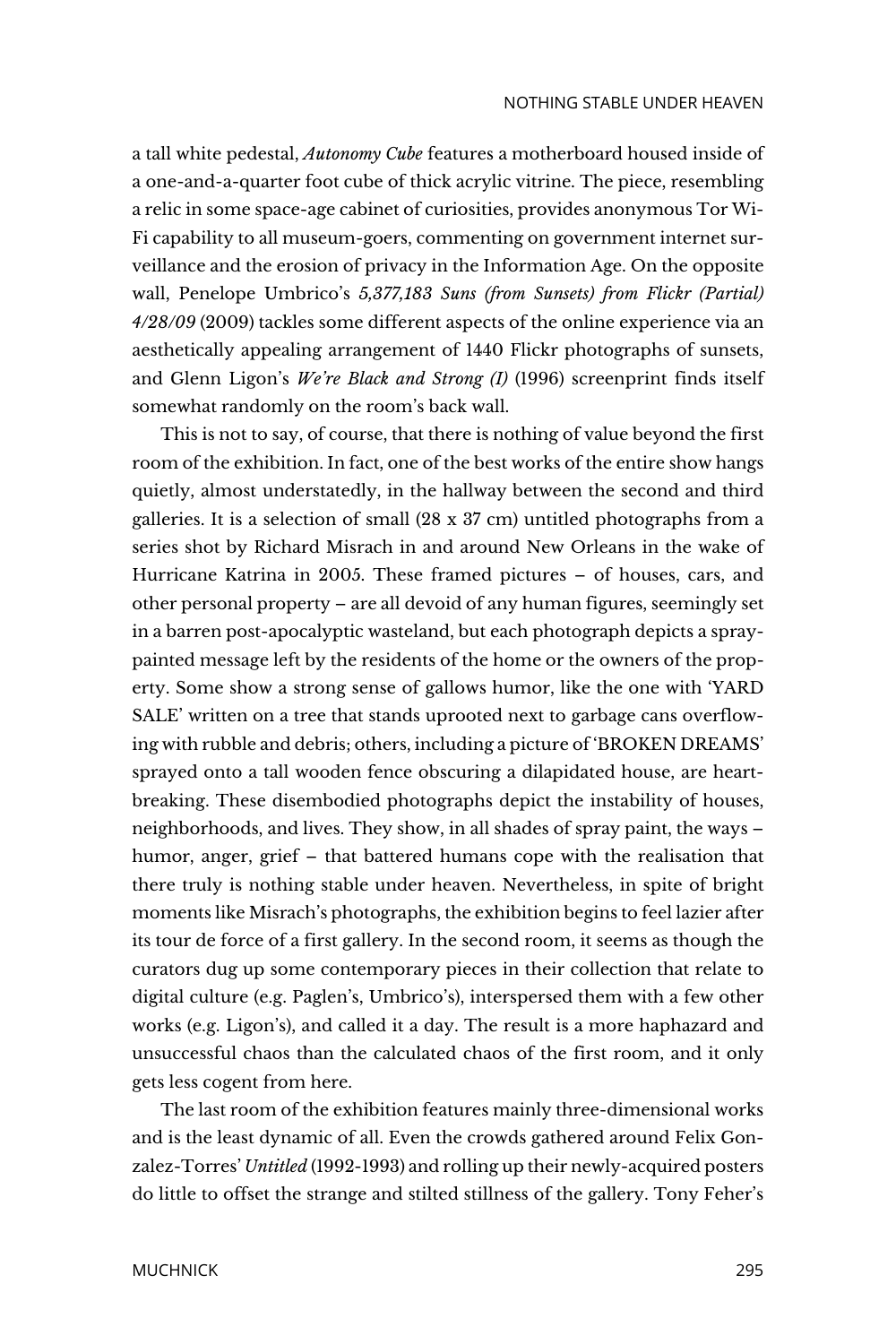a tall white pedestal, *Autonomy Cube* features a motherboard housed inside of a one-and-a-quarter foot cube of thick acrylic vitrine. The piece, resembling a relic in some space-age cabinet of curiosities, provides anonymous Tor Wi-Fi capability to all museum-goers, commenting on government internet surveillance and the erosion of privacy in the Information Age. On the opposite wall, Penelope Umbrico's *5,377,183 Suns (from Sunsets) from Flickr (Partial) 4/28/09* (2009) tackles some different aspects of the online experience via an aesthetically appealing arrangement of 1440 Flickr photographs of sunsets, and Glenn Ligon's *We're Black and Strong (I)* (1996) screenprint finds itself somewhat randomly on the room's back wall.

This is not to say, of course, that there is nothing of value beyond the first room of the exhibition. In fact, one of the best works of the entire show hangs quietly, almost understatedly, in the hallway between the second and third galleries. It is a selection of small (28 x 37 cm) untitled photographs from a series shot by Richard Misrach in and around New Orleans in the wake of Hurricane Katrina in 2005. These framed pictures – of houses, cars, and other personal property – are all devoid of any human figures, seemingly set in a barren post-apocalyptic wasteland, but each photograph depicts a spray-painted message left by the residents of the home or the owners of the property. Some show a strong sense of gallows humor, like the one with 'YARD SALE' written on a tree that stands uprooted next to garbage cans overflowing with rubble and debris; others, including a picture of 'BROKEN DREAMS' sprayed onto a tall wooden fence obscuring a dilapidated house, are heartbreaking. These disembodied photographs depict the instability of houses, neighborhoods, and lives. They show, in all shades of spray paint, the ways – humor, anger, grief – that battered humans cope with the realisation that there truly is nothing stable under heaven. Nevertheless, in spite of bright moments like Misrach's photographs, the exhibition begins to feel lazier after its tour de force of a first gallery. In the second room, it seems as though the curators dug up some contemporary pieces in their collection that relate to digital culture (e.g. Paglen's, Umbrico's), interspersed them with a few other works (e.g. Ligon's), and called it a day. The result is a more haphazard and unsuccessful chaos than the calculated chaos of the first room, and it only gets less cogent from here.

The last room of the exhibition features mainly three-dimensional works and is the least dynamic of all. Even the crowds gathered around Felix Gonzalez-Torres' *Untitled* (1992-1993) and rolling up their newly-acquired posters do little to offset the strange and stilted stillness of the gallery. Tony Feher's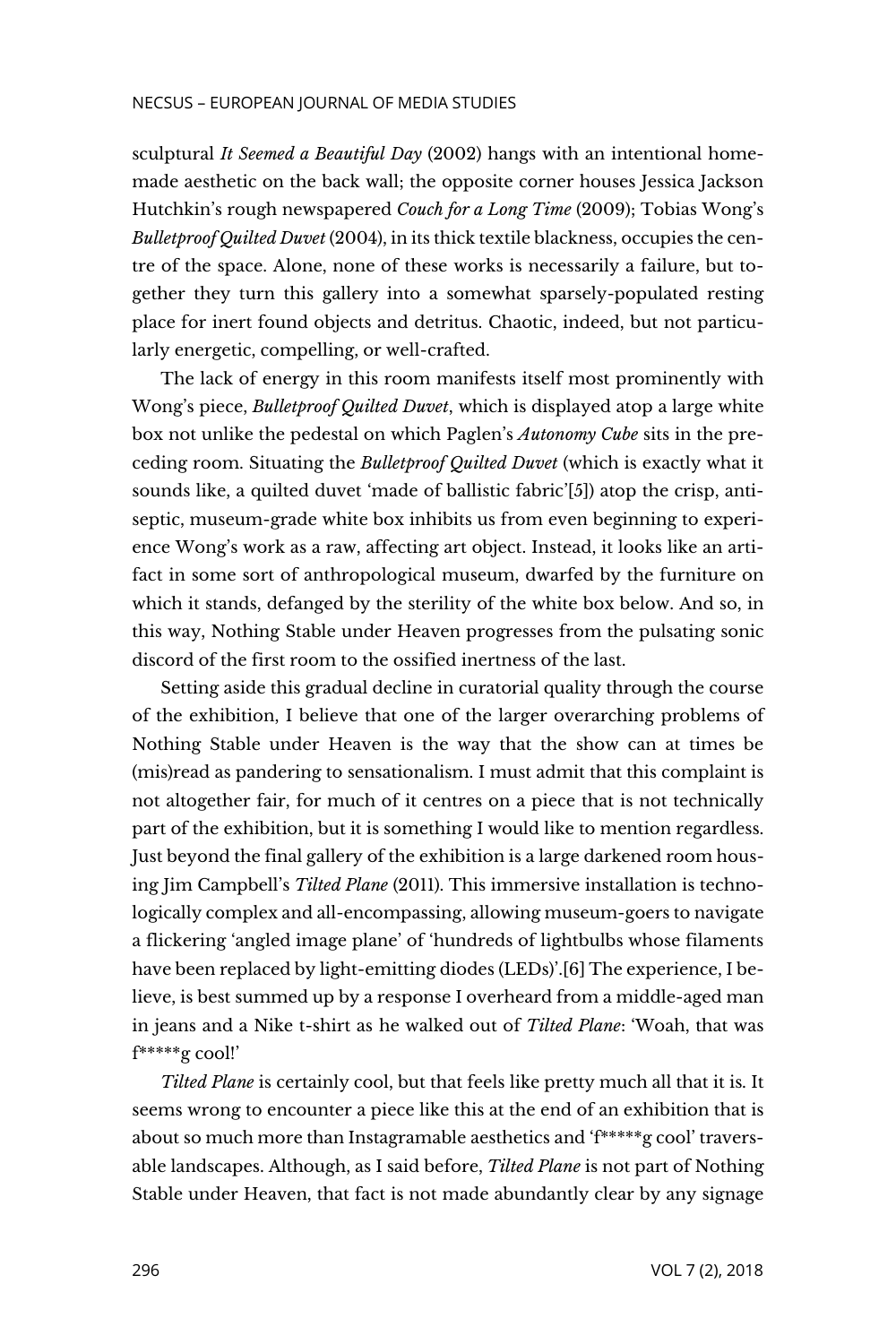sculptural *It Seemed a Beautiful Day* (2002) hangs with an intentional homemade aesthetic on the back wall; the opposite corner houses Jessica Jackson Hutchkin's rough newspapered *Couch for a Long Time* (2009); Tobias Wong's *Bulletproof Quilted Duvet* (2004), in its thick textile blackness, occupies the centre of the space. Alone, none of these works is necessarily a failure, but together they turn this gallery into a somewhat sparsely-populated resting place for inert found objects and detritus. Chaotic, indeed, but not particularly energetic, compelling, or well-crafted.

The lack of energy in this room manifests itself most prominently with Wong's piece, *Bulletproof Quilted Duvet*, which is displayed atop a large white box not unlike the pedestal on which Paglen's *Autonomy Cube* sits in the preceding room. Situating the *Bulletproof Quilted Duvet* (which is exactly what it sounds like, a quilted duvet 'made of ballistic fabric'[5]) atop the crisp, antiseptic, museum-grade white box inhibits us from even beginning to experience Wong's work as a raw, affecting art object. Instead, it looks like an artifact in some sort of anthropological museum, dwarfed by the furniture on which it stands, defanged by the sterility of the white box below. And so, in this way, Nothing Stable under Heaven progresses from the pulsating sonic discord of the first room to the ossified inertness of the last.

Setting aside this gradual decline in curatorial quality through the course of the exhibition, I believe that one of the larger overarching problems of Nothing Stable under Heaven is the way that the show can at times be (mis)read as pandering to sensationalism. I must admit that this complaint is not altogether fair, for much of it centres on a piece that is not technically part of the exhibition, but it is something I would like to mention regardless. Just beyond the final gallery of the exhibition is a large darkened room housing Jim Campbell's *Tilted Plane* (2011). This immersive installation is technologically complex and all-encompassing, allowing museum-goers to navigate a flickering 'angled image plane' of 'hundreds of lightbulbs whose filaments have been replaced by light-emitting diodes (LEDs)'.[6] The experience, I believe, is best summed up by a response I overheard from a middle-aged man in jeans and a Nike t-shirt as he walked out of *Tilted Plane*: 'Woah, that was f*****g cool!'

*Tilted Plane* is certainly cool, but that feels like pretty much all that it is. It seems wrong to encounter a piece like this at the end of an exhibition that is about so much more than Instagramable aesthetics and 'f*****g cool' traversable landscapes. Although, as I said before, *Tilted Plane* is not part of Nothing Stable under Heaven, that fact is not made abundantly clear by any signage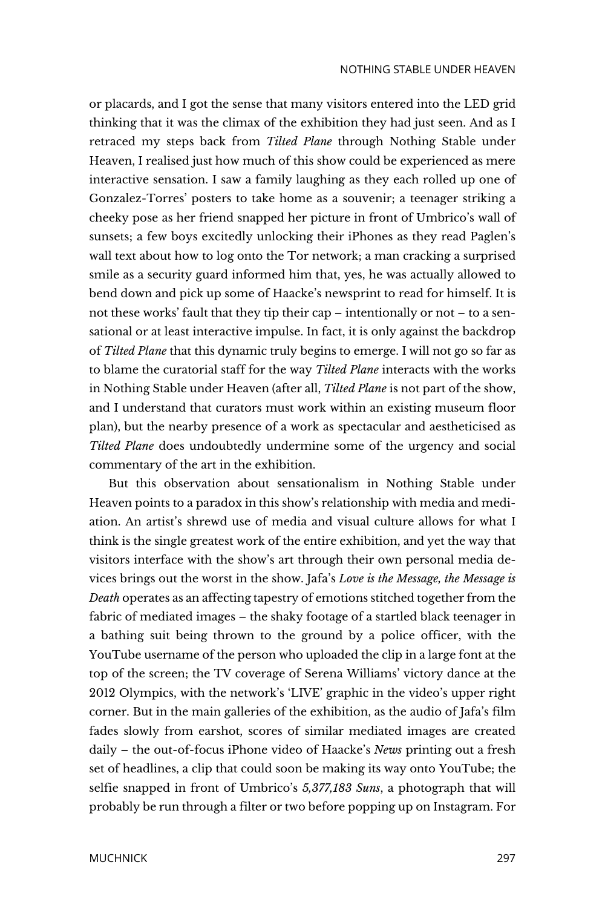or placards, and I got the sense that many visitors entered into the LED grid thinking that it was the climax of the exhibition they had just seen. And as I retraced my steps back from *Tilted Plane* through Nothing Stable under Heaven, I realised just how much of this show could be experienced as mere interactive sensation. I saw a family laughing as they each rolled up one of Gonzalez-Torres' posters to take home as a souvenir; a teenager striking a cheeky pose as her friend snapped her picture in front of Umbrico's wall of sunsets; a few boys excitedly unlocking their iPhones as they read Paglen's wall text about how to log onto the Tor network; a man cracking a surprised smile as a security guard informed him that, yes, he was actually allowed to bend down and pick up some of Haacke's newsprint to read for himself. It is not these works' fault that they tip their cap – intentionally or not – to a sensational or at least interactive impulse. In fact, it is only against the backdrop of *Tilted Plane* that this dynamic truly begins to emerge. I will not go so far as to blame the curatorial staff for the way *Tilted Plane* interacts with the works in Nothing Stable under Heaven (after all, *Tilted Plane* is not part of the show, and I understand that curators must work within an existing museum floor plan), but the nearby presence of a work as spectacular and aestheticised as *Tilted Plane* does undoubtedly undermine some of the urgency and social commentary of the art in the exhibition.

But this observation about sensationalism in Nothing Stable under Heaven points to a paradox in this show's relationship with media and mediation. An artist's shrewd use of media and visual culture allows for what I think is the single greatest work of the entire exhibition, and yet the way that visitors interface with the show's art through their own personal media devices brings out the worst in the show. Jafa's *Love is the Message, the Message is Death* operates as an affecting tapestry of emotions stitched together from the fabric of mediated images – the shaky footage of a startled black teenager in a bathing suit being thrown to the ground by a police officer, with the YouTube username of the person who uploaded the clip in a large font at the top of the screen; the TV coverage of Serena Williams' victory dance at the 2012 Olympics, with the network's 'LIVE' graphic in the video's upper right corner. But in the main galleries of the exhibition, as the audio of Jafa's film fades slowly from earshot, scores of similar mediated images are created daily – the out-of-focus iPhone video of Haacke's *News* printing out a fresh set of headlines, a clip that could soon be making its way onto YouTube; the selfie snapped in front of Umbrico's *5,377,183 Suns*, a photograph that will probably be run through a filter or two before popping up on Instagram. For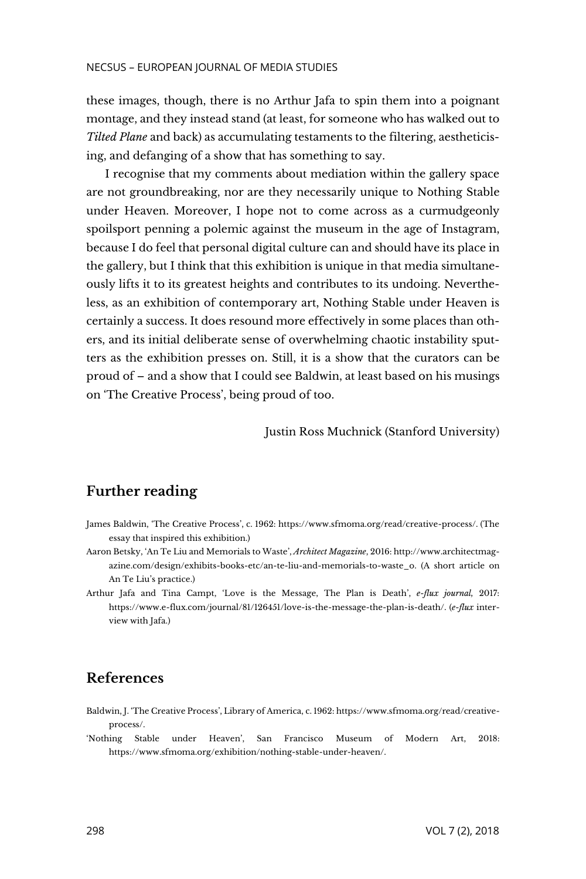these images, though, there is no Arthur Jafa to spin them into a poignant montage, and they instead stand (at least, for someone who has walked out to *Tilted Plane* and back) as accumulating testaments to the filtering, aestheticising, and defanging of a show that has something to say.

I recognise that my comments about mediation within the gallery space are not groundbreaking, nor are they necessarily unique to Nothing Stable under Heaven. Moreover, I hope not to come across as a curmudgeonly spoilsport penning a polemic against the museum in the age of Instagram, because I do feel that personal digital culture can and should have its place in the gallery, but I think that this exhibition is unique in that media simultaneously lifts it to its greatest heights and contributes to its undoing. Nevertheless, as an exhibition of contemporary art, Nothing Stable under Heaven is certainly a success. It does resound more effectively in some places than others, and its initial deliberate sense of overwhelming chaotic instability sputters as the exhibition presses on. Still, it is a show that the curators can be proud of – and a show that I could see Baldwin, at least based on his musings on 'The Creative Process', being proud of too.

Justin Ross Muchnick (Stanford University)

## Further reading

James Baldwin, 'The Creative Process', c. 1962: https://www.sfmoma.org/read/creative-process/. (The essay that inspired this exhibition.)

Aaron Betsky, 'An Te Liu and Memorials to Waste', *Architect Magazine*, 2016: http://www.architectmagazine.com/design/exhibits-books-etc/an-te-liu-and-memorials-to-waste_o. (A short article on An Te Liu's practice.)

Arthur Jafa and Tina Campt, 'Love is the Message, The Plan is Death', *e-flux journal*, 2017: https://www.e-flux.com/journal/81/126451/love-is-the-message-the-plan-is-death/. (*e-flux* interview with Jafa.)

## References

Baldwin, J. 'The Creative Process', Library of America, c. 1962: https://www.sfmoma.org/read/creative-process/.

'Nothing Stable under Heaven', San Francisco Museum of Modern Art, 2018: https://www.sfmoma.org/exhibition/nothing-stable-under-heaven/.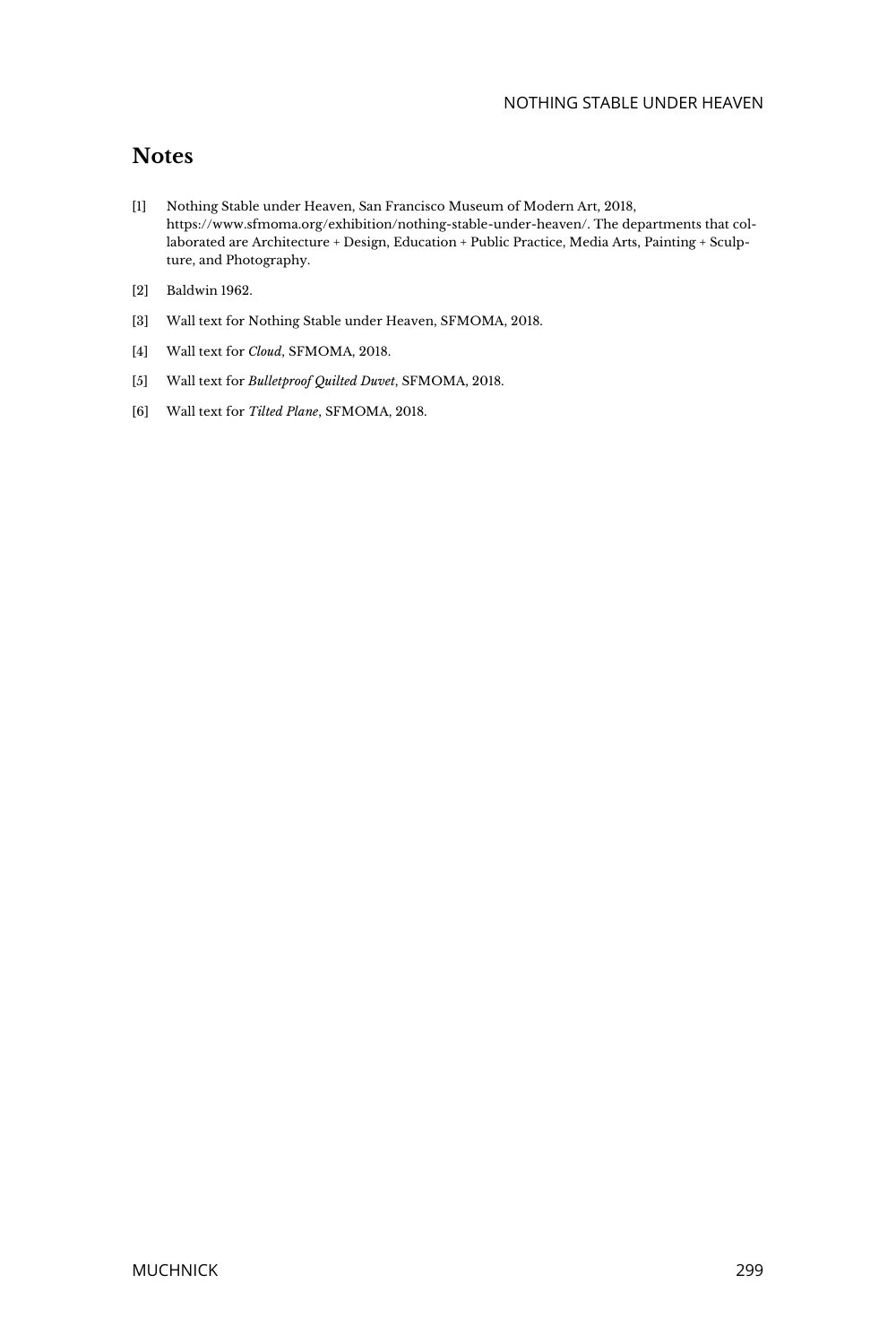## Notes

[1] Nothing Stable under Heaven, San Francisco Museum of Modern Art, 2018, https://www.sfmoma.org/exhibition/nothing-stable-under-heaven/. The departments that collaborated are Architecture + Design, Education + Public Practice, Media Arts, Painting + Sculpture, and Photography.

[2] Baldwin 1962.

[3] Wall text for Nothing Stable under Heaven, SFMOMA, 2018.

[4] Wall text for *Cloud*, SFMOMA, 2018.

[5] Wall text for *Bulletproof Quilted Duvet*, SFMOMA, 2018.

[6] Wall text for *Tilted Plane*, SFMOMA, 2018.